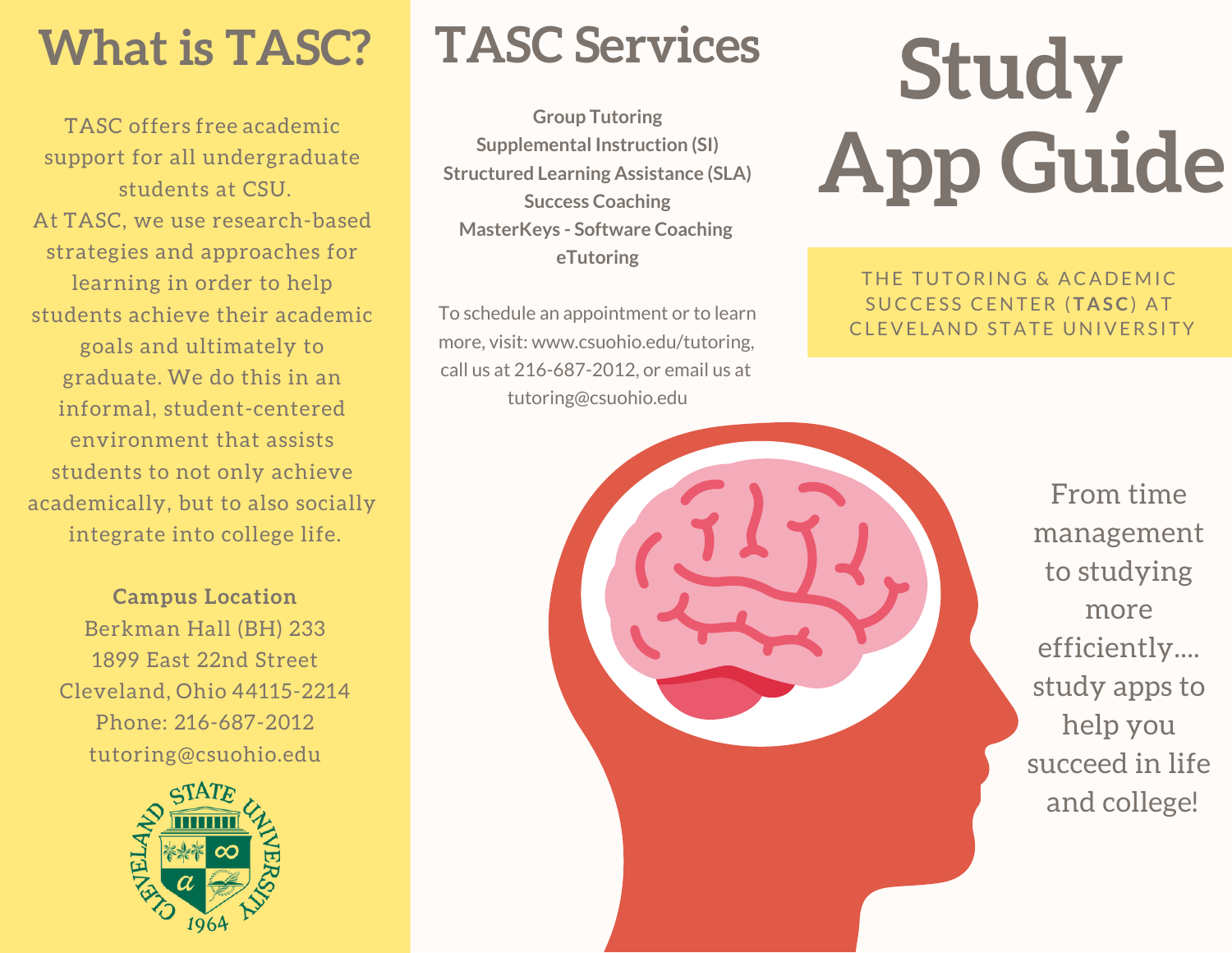# What is TASC?

TASC offers free academic support for all undergraduate students at CSU.
At TASC, we use research-based strategies and approaches for learning in order to help students achieve their academic goals and ultimately to graduate. We do this in an informal, student-centered environment that assists students to not only achieve academically, but to also socially integrate into college life.

**Campus Location**
Berkman Hall (BH) 233
1899 East 22nd Street
Cleveland, Ohio 44115-2214
Phone: 216-687-2012
tutoring@csuohio.edu

# TASC Services

**Group Tutoring**
**Supplemental Instruction (SI)**
**Structured Learning Assistance (SLA)**
**Success Coaching**
**MasterKeys - Software Coaching**
**eTutoring**

To schedule an appointment or to learn more, visit: www.csuohio.edu/tutoring, call us at 216-687-2012, or email us at tutoring@csuohio.edu

# Study App Guide

THE TUTORING & ACADEMIC SUCCESS CENTER (**TASC**) AT CLEVELAND STATE UNIVERSITY

From time management to studying more efficiently.... study apps to help you succeed in life and college!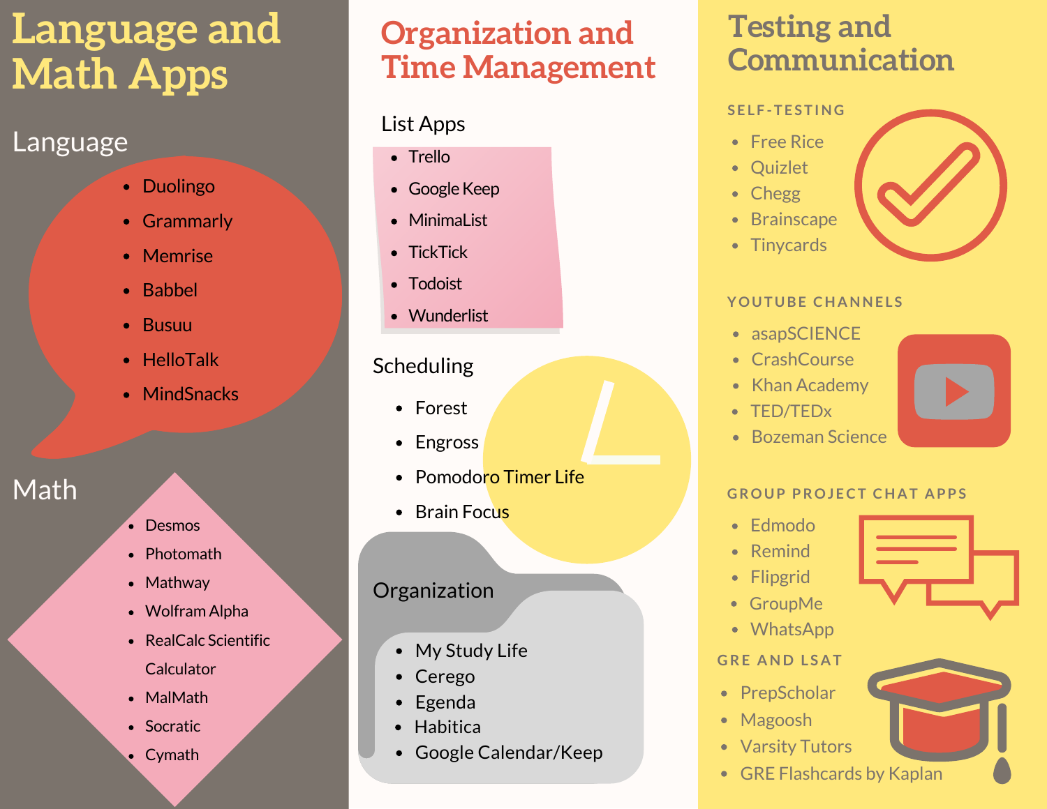# Language and Math Apps

## Language

- Duolingo
- Grammarly
- Memrise
- Babbel
- Busuu
- HelloTalk
- MindSnacks

## Math

- Desmos
- Photomath
- Mathway
- Wolfram Alpha
- RealCalc Scientific Calculator
- MalMath
- Socratic
- Cymath

# Organization and Time Management

## List Apps

- Trello
- Google Keep
- MinimaList
- TickTick
- Todoist
- Wunderlist

## Scheduling

- Forest
- Engross
- Pomodoro Timer Life
- Brain Focus

## Organization

- My Study Life
- Cerego
- Egenda
- Habitica
- Google Calendar/Keep

# Testing and Communication

### SELF-TESTING

- Free Rice
- Quizlet
- Chegg
- Brainscape
- Tinycards

### YOUTUBE CHANNELS

- asapSCIENCE
- CrashCourse
- Khan Academy
- TED/TEDx
- Bozeman Science

### GROUP PROJECT CHAT APPS

- Edmodo
- Remind
- Flipgrid
- GroupMe
- WhatsApp

### GRE AND LSAT

- PrepScholar
- Magoosh
- Varsity Tutors
- GRE Flashcards by Kaplan